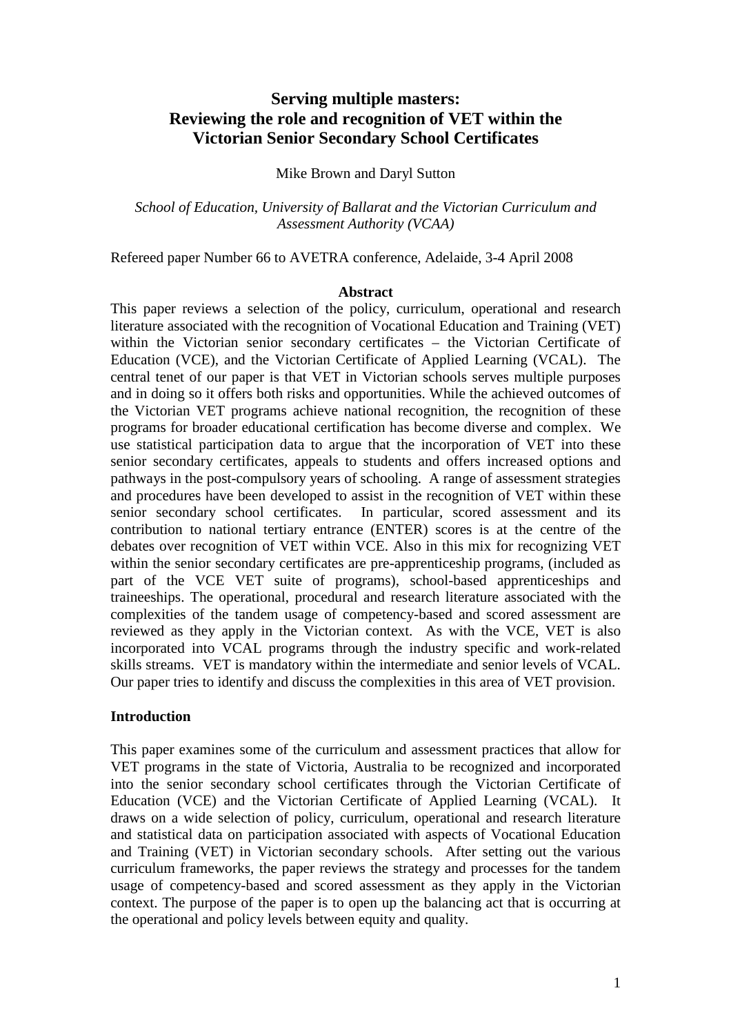# Serving multiple masters: Reviewing the role and recognition of VET within the Victorian Senior Secondary School Certificates

Mike Brown and Daryl Sutton

*School of Education, University of Ballarat and the Victorian Curriculum and Assessment Authority (VCAA)*

Refereed paper Number 66 to AVETRA conference, Adelaide, 3-4 April 2008

## Abstract

This paper reviews a selection of the policy, curriculum, operational and research literature associated with the recognition of Vocational Education and Training (VET) within the Victorian senior secondary certificates – the Victorian Certificate of Education (VCE), and the Victorian Certificate of Applied Learning (VCAL). The central tenet of our paper is that VET in Victorian schools serves multiple purposes and in doing so it offers both risks and opportunities. While the achieved outcomes of the Victorian VET programs achieve national recognition, the recognition of these programs for broader educational certification has become diverse and complex. We use statistical participation data to argue that the incorporation of VET into these senior secondary certificates, appeals to students and offers increased options and pathways in the post-compulsory years of schooling. A range of assessment strategies and procedures have been developed to assist in the recognition of VET within these senior secondary school certificates. In particular, scored assessment and its contribution to national tertiary entrance (ENTER) scores is at the centre of the debates over recognition of VET within VCE. Also in this mix for recognizing VET within the senior secondary certificates are pre-apprenticeship programs, (included as part of the VCE VET suite of programs), school-based apprenticeships and traineeships. The operational, procedural and research literature associated with the complexities of the tandem usage of competency-based and scored assessment are reviewed as they apply in the Victorian context. As with the VCE, VET is also incorporated into VCAL programs through the industry specific and work-related skills streams. VET is mandatory within the intermediate and senior levels of VCAL. Our paper tries to identify and discuss the complexities in this area of VET provision.

## Introduction

This paper examines some of the curriculum and assessment practices that allow for VET programs in the state of Victoria, Australia to be recognized and incorporated into the senior secondary school certificates through the Victorian Certificate of Education (VCE) and the Victorian Certificate of Applied Learning (VCAL). It draws on a wide selection of policy, curriculum, operational and research literature and statistical data on participation associated with aspects of Vocational Education and Training (VET) in Victorian secondary schools. After setting out the various curriculum frameworks, the paper reviews the strategy and processes for the tandem usage of competency-based and scored assessment as they apply in the Victorian context. The purpose of the paper is to open up the balancing act that is occurring at the operational and policy levels between equity and quality.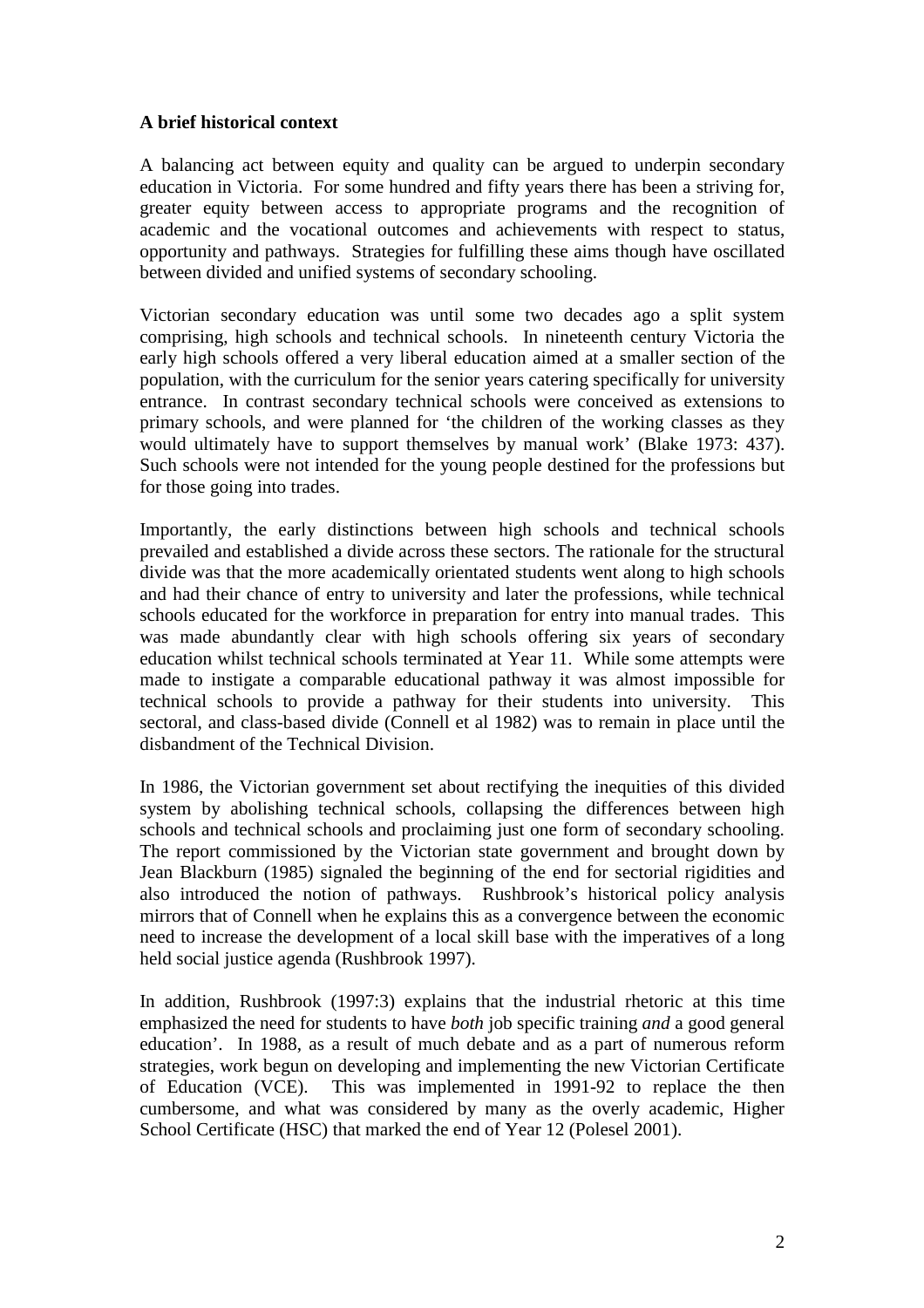**A brief historical context**

A balancing act between equity and quality can be argued to underpin secondary education in Victoria. For some hundred and fifty years there has been a striving for, greater equity between access to appropriate programs and the recognition of academic and the vocational outcomes and achievements with respect to status, opportunity and pathways. Strategies for fulfilling these aims though have oscillated between divided and unified systems of secondary schooling.

Victorian secondary education was until some two decades ago a split system comprising, high schools and technical schools. In nineteenth century Victoria the early high schools offered a very liberal education aimed at a smaller section of the population, with the curriculum for the senior years catering specifically for university entrance. In contrast secondary technical schools were conceived as extensions to primary schools, and were planned for 'the children of the working classes as they would ultimately have to support themselves by manual work' (Blake 1973: 437). Such schools were not intended for the young people destined for the professions but for those going into trades.

Importantly, the early distinctions between high schools and technical schools prevailed and established a divide across these sectors. The rationale for the structural divide was that the more academically orientated students went along to high schools and had their chance of entry to university and later the professions, while technical schools educated for the workforce in preparation for entry into manual trades. This was made abundantly clear with high schools offering six years of secondary education whilst technical schools terminated at Year 11. While some attempts were made to instigate a comparable educational pathway it was almost impossible for technical schools to provide a pathway for their students into university. This sectoral, and class-based divide (Connell et al 1982) was to remain in place until the disbandment of the Technical Division.

In 1986, the Victorian government set about rectifying the inequities of this divided system by abolishing technical schools, collapsing the differences between high schools and technical schools and proclaiming just one form of secondary schooling. The report commissioned by the Victorian state government and brought down by Jean Blackburn (1985) signaled the beginning of the end for sectorial rigidities and also introduced the notion of pathways. Rushbrook's historical policy analysis mirrors that of Connell when he explains this as a convergence between the economic need to increase the development of a local skill base with the imperatives of a long held social justice agenda (Rushbrook 1997).

In addition, Rushbrook (1997:3) explains that the industrial rhetoric at this time emphasized the need for students to have *both* job specific training *and* a good general education'. In 1988, as a result of much debate and as a part of numerous reform strategies, work begun on developing and implementing the new Victorian Certificate of Education (VCE). This was implemented in 1991-92 to replace the then cumbersome, and what was considered by many as the overly academic, Higher School Certificate (HSC) that marked the end of Year 12 (Polesel 2001).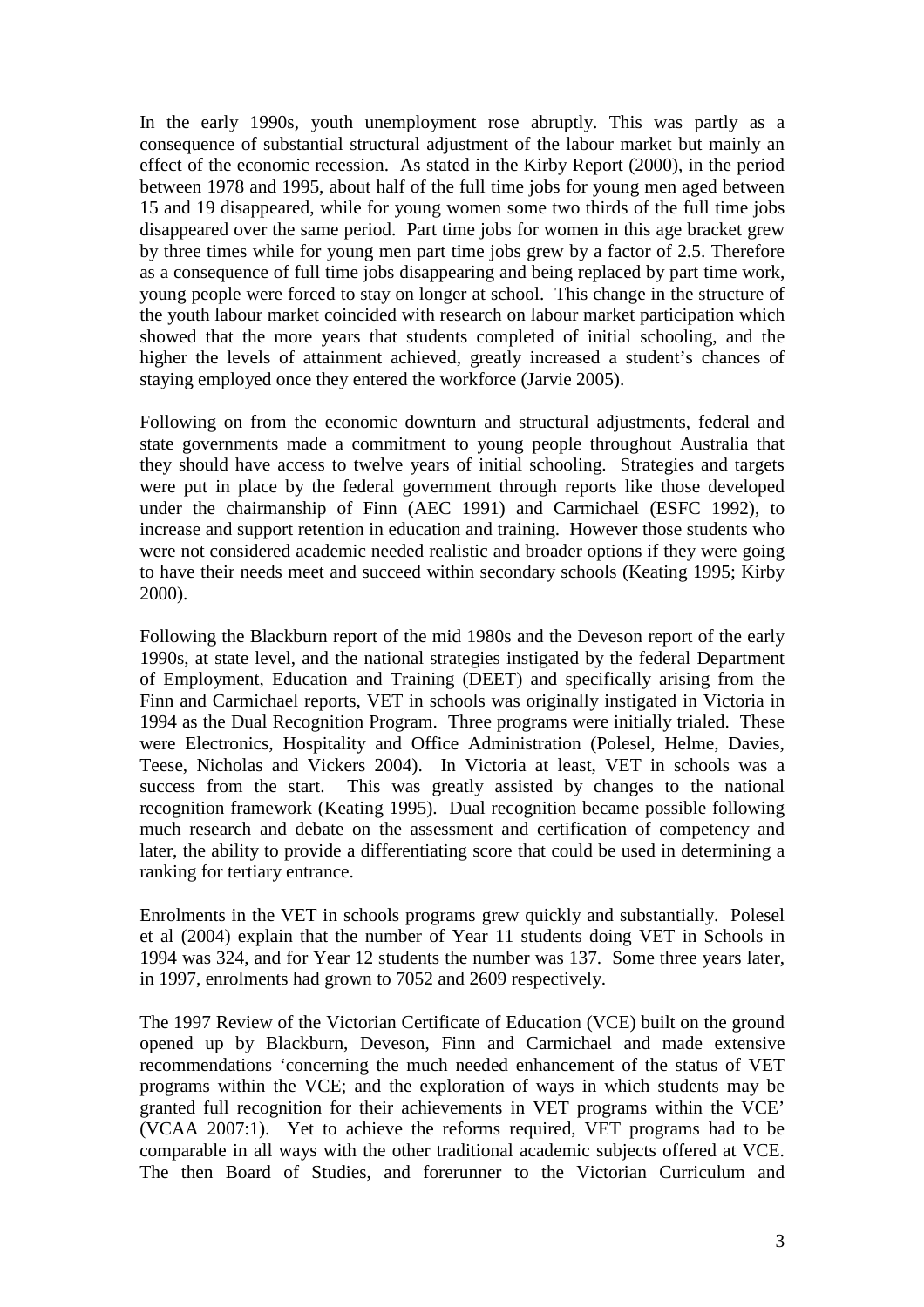In the early 1990s, youth unemployment rose abruptly. This was partly as a consequence of substantial structural adjustment of the labour market but mainly an effect of the economic recession. As stated in the Kirby Report (2000), in the period between 1978 and 1995, about half of the full time jobs for young men aged between 15 and 19 disappeared, while for young women some two thirds of the full time jobs disappeared over the same period. Part time jobs for women in this age bracket grew by three times while for young men part time jobs grew by a factor of 2.5. Therefore as a consequence of full time jobs disappearing and being replaced by part time work, young people were forced to stay on longer at school. This change in the structure of the youth labour market coincided with research on labour market participation which showed that the more years that students completed of initial schooling, and the higher the levels of attainment achieved, greatly increased a student's chances of staying employed once they entered the workforce (Jarvie 2005).

Following on from the economic downturn and structural adjustments, federal and state governments made a commitment to young people throughout Australia that they should have access to twelve years of initial schooling. Strategies and targets were put in place by the federal government through reports like those developed under the chairmanship of Finn (AEC 1991) and Carmichael (ESFC 1992), to increase and support retention in education and training. However those students who were not considered academic needed realistic and broader options if they were going to have their needs meet and succeed within secondary schools (Keating 1995; Kirby 2000).

Following the Blackburn report of the mid 1980s and the Deveson report of the early 1990s, at state level, and the national strategies instigated by the federal Department of Employment, Education and Training (DEET) and specifically arising from the Finn and Carmichael reports, VET in schools was originally instigated in Victoria in 1994 as the Dual Recognition Program. Three programs were initially trialed. These were Electronics, Hospitality and Office Administration (Polesel, Helme, Davies, Teese, Nicholas and Vickers 2004). In Victoria at least, VET in schools was a success from the start. This was greatly assisted by changes to the national recognition framework (Keating 1995). Dual recognition became possible following much research and debate on the assessment and certification of competency and later, the ability to provide a differentiating score that could be used in determining a ranking for tertiary entrance.

Enrolments in the VET in schools programs grew quickly and substantially. Polesel et al (2004) explain that the number of Year 11 students doing VET in Schools in 1994 was 324, and for Year 12 students the number was 137. Some three years later, in 1997, enrolments had grown to 7052 and 2609 respectively.

The 1997 Review of the Victorian Certificate of Education (VCE) built on the ground opened up by Blackburn, Deveson, Finn and Carmichael and made extensive recommendations 'concerning the much needed enhancement of the status of VET programs within the VCE; and the exploration of ways in which students may be granted full recognition for their achievements in VET programs within the VCE' (VCAA 2007:1). Yet to achieve the reforms required, VET programs had to be comparable in all ways with the other traditional academic subjects offered at VCE. The then Board of Studies, and forerunner to the Victorian Curriculum and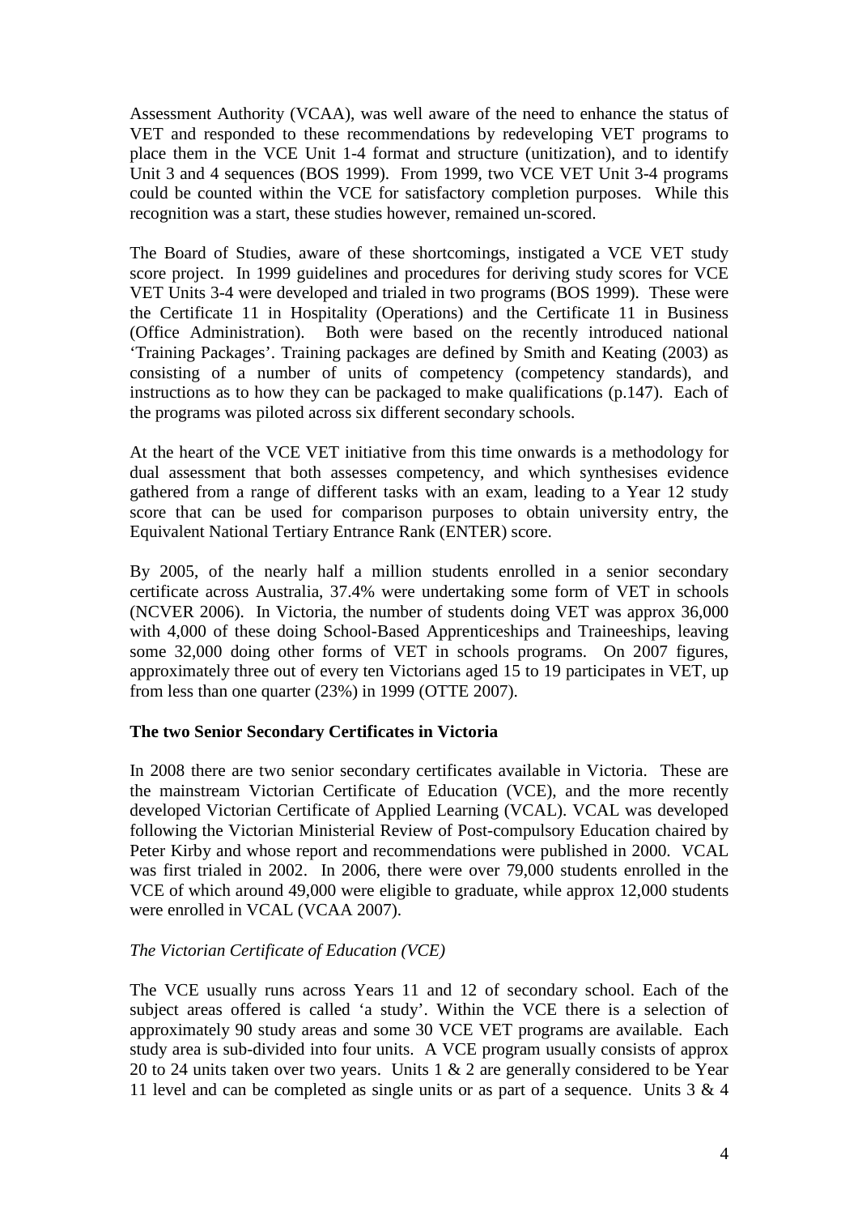Assessment Authority (VCAA), was well aware of the need to enhance the status of VET and responded to these recommendations by redeveloping VET programs to place them in the VCE Unit 1-4 format and structure (unitization), and to identify Unit 3 and 4 sequences (BOS 1999). From 1999, two VCE VET Unit 3-4 programs could be counted within the VCE for satisfactory completion purposes. While this recognition was a start, these studies however, remained un-scored.

The Board of Studies, aware of these shortcomings, instigated a VCE VET study score project. In 1999 guidelines and procedures for deriving study scores for VCE VET Units 3-4 were developed and trialed in two programs (BOS 1999). These were the Certificate 11 in Hospitality (Operations) and the Certificate 11 in Business (Office Administration). Both were based on the recently introduced national 'Training Packages'. Training packages are defined by Smith and Keating (2003) as consisting of a number of units of competency (competency standards), and instructions as to how they can be packaged to make qualifications (p.147). Each of the programs was piloted across six different secondary schools.

At the heart of the VCE VET initiative from this time onwards is a methodology for dual assessment that both assesses competency, and which synthesises evidence gathered from a range of different tasks with an exam, leading to a Year 12 study score that can be used for comparison purposes to obtain university entry, the Equivalent National Tertiary Entrance Rank (ENTER) score.

By 2005, of the nearly half a million students enrolled in a senior secondary certificate across Australia, 37.4% were undertaking some form of VET in schools (NCVER 2006). In Victoria, the number of students doing VET was approx 36,000 with 4,000 of these doing School-Based Apprenticeships and Traineeships, leaving some 32,000 doing other forms of VET in schools programs. On 2007 figures, approximately three out of every ten Victorians aged 15 to 19 participates in VET, up from less than one quarter (23%) in 1999 (OTTE 2007).

### The two Senior Secondary Certificates in Victoria

In 2008 there are two senior secondary certificates available in Victoria. These are the mainstream Victorian Certificate of Education (VCE), and the more recently developed Victorian Certificate of Applied Learning (VCAL). VCAL was developed following the Victorian Ministerial Review of Post-compulsory Education chaired by Peter Kirby and whose report and recommendations were published in 2000. VCAL was first trialed in 2002. In 2006, there were over 79,000 students enrolled in the VCE of which around 49,000 were eligible to graduate, while approx 12,000 students were enrolled in VCAL (VCAA 2007).

#### *The Victorian Certificate of Education (VCE)*

The VCE usually runs across Years 11 and 12 of secondary school. Each of the subject areas offered is called 'a study'. Within the VCE there is a selection of approximately 90 study areas and some 30 VCE VET programs are available. Each study area is sub-divided into four units. A VCE program usually consists of approx 20 to 24 units taken over two years. Units 1 & 2 are generally considered to be Year 11 level and can be completed as single units or as part of a sequence. Units 3 & 4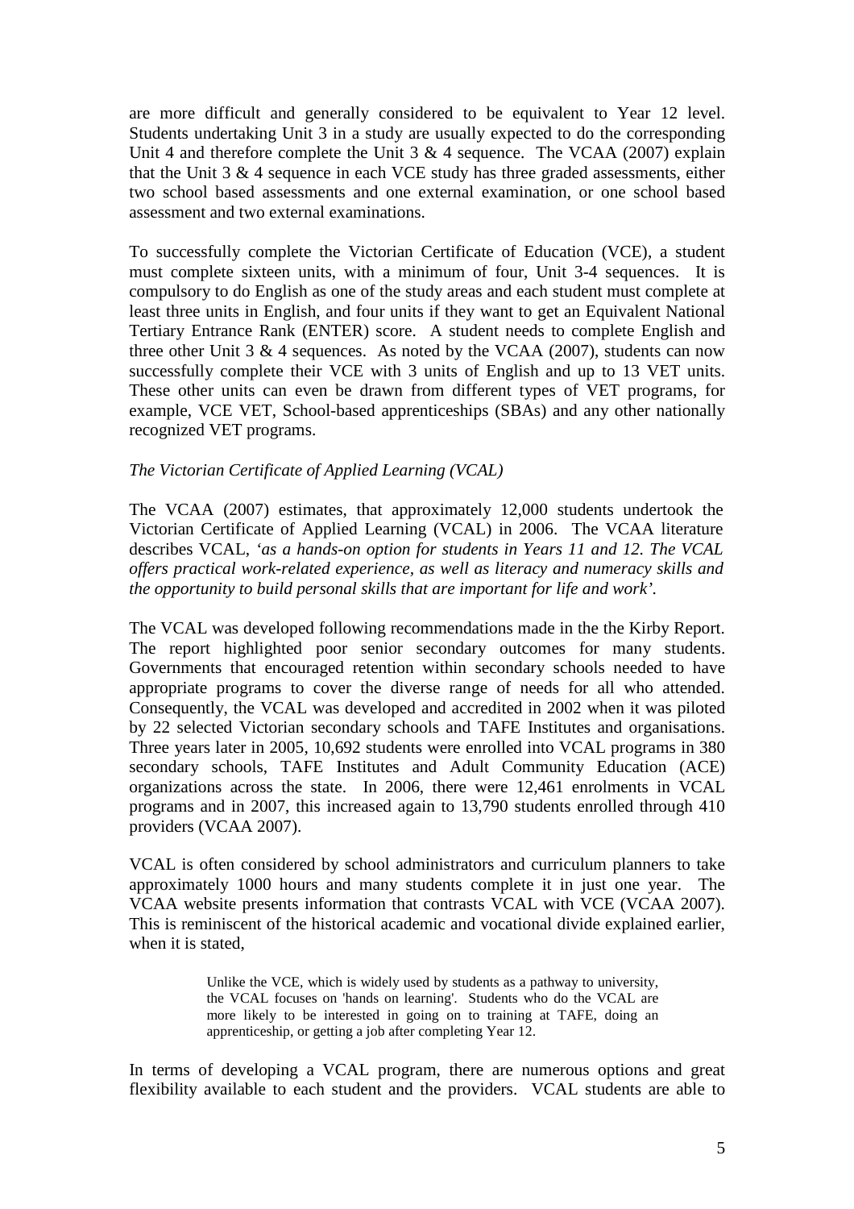are more difficult and generally considered to be equivalent to Year 12 level. Students undertaking Unit 3 in a study are usually expected to do the corresponding Unit 4 and therefore complete the Unit 3 & 4 sequence. The VCAA (2007) explain that the Unit 3 & 4 sequence in each VCE study has three graded assessments, either two school based assessments and one external examination, or one school based assessment and two external examinations.

To successfully complete the Victorian Certificate of Education (VCE), a student must complete sixteen units, with a minimum of four, Unit 3-4 sequences. It is compulsory to do English as one of the study areas and each student must complete at least three units in English, and four units if they want to get an Equivalent National Tertiary Entrance Rank (ENTER) score. A student needs to complete English and three other Unit 3 & 4 sequences. As noted by the VCAA (2007), students can now successfully complete their VCE with 3 units of English and up to 13 VET units. These other units can even be drawn from different types of VET programs, for example, VCE VET, School-based apprenticeships (SBAs) and any other nationally recognized VET programs.

*The Victorian Certificate of Applied Learning (VCAL)*

The VCAA (2007) estimates, that approximately 12,000 students undertook the Victorian Certificate of Applied Learning (VCAL) in 2006. The VCAA literature describes VCAL, *'as a hands-on option for students in Years 11 and 12. The VCAL offers practical work-related experience, as well as literacy and numeracy skills and the opportunity to build personal skills that are important for life and work'*.

The VCAL was developed following recommendations made in the the Kirby Report. The report highlighted poor senior secondary outcomes for many students. Governments that encouraged retention within secondary schools needed to have appropriate programs to cover the diverse range of needs for all who attended. Consequently, the VCAL was developed and accredited in 2002 when it was piloted by 22 selected Victorian secondary schools and TAFE Institutes and organisations. Three years later in 2005, 10,692 students were enrolled into VCAL programs in 380 secondary schools, TAFE Institutes and Adult Community Education (ACE) organizations across the state. In 2006, there were 12,461 enrolments in VCAL programs and in 2007, this increased again to 13,790 students enrolled through 410 providers (VCAA 2007).

VCAL is often considered by school administrators and curriculum planners to take approximately 1000 hours and many students complete it in just one year. The VCAA website presents information that contrasts VCAL with VCE (VCAA 2007). This is reminiscent of the historical academic and vocational divide explained earlier, when it is stated,

> Unlike the VCE, which is widely used by students as a pathway to university, the VCAL focuses on 'hands on learning'. Students who do the VCAL are more likely to be interested in going on to training at TAFE, doing an apprenticeship, or getting a job after completing Year 12.

In terms of developing a VCAL program, there are numerous options and great flexibility available to each student and the providers. VCAL students are able to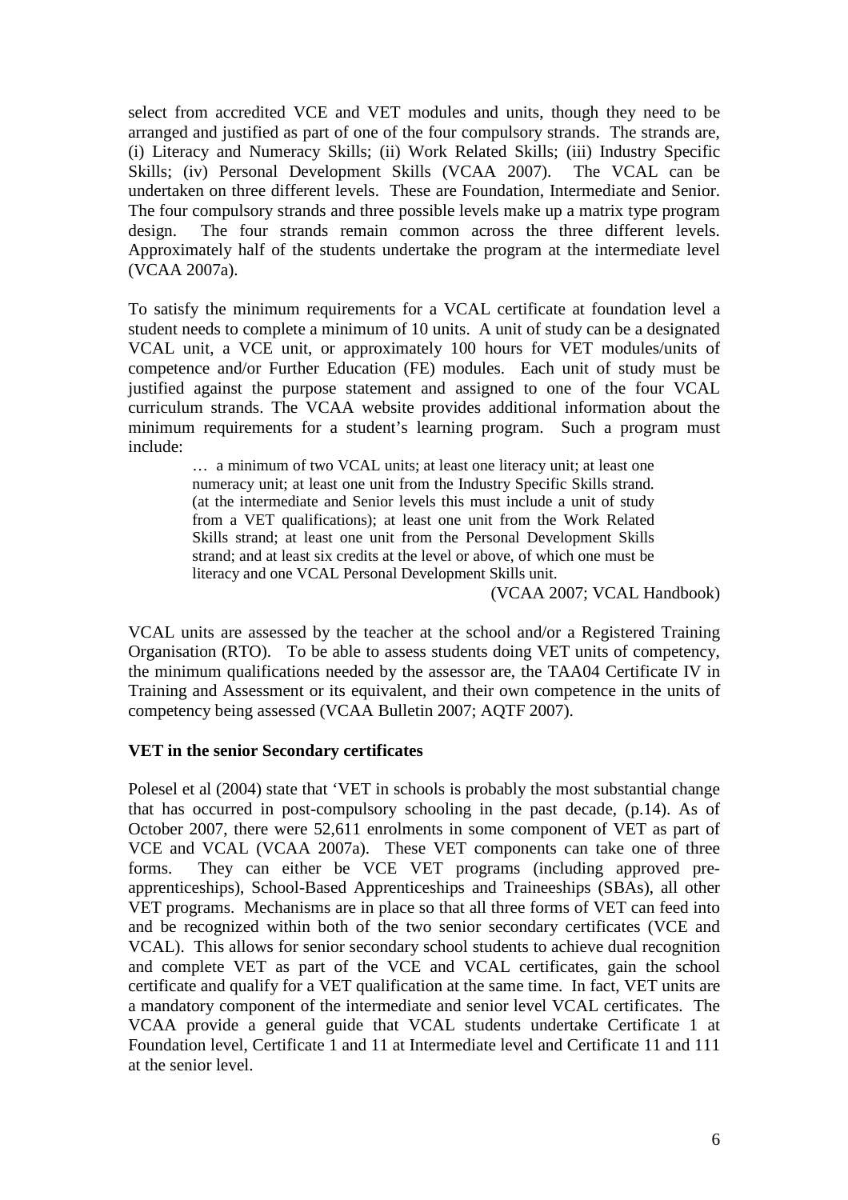select from accredited VCE and VET modules and units, though they need to be arranged and justified as part of one of the four compulsory strands. The strands are, (i) Literacy and Numeracy Skills; (ii) Work Related Skills; (iii) Industry Specific Skills; (iv) Personal Development Skills (VCAA 2007). The VCAL can be undertaken on three different levels. These are Foundation, Intermediate and Senior. The four compulsory strands and three possible levels make up a matrix type program design. The four strands remain common across the three different levels. Approximately half of the students undertake the program at the intermediate level (VCAA 2007a).

To satisfy the minimum requirements for a VCAL certificate at foundation level a student needs to complete a minimum of 10 units. A unit of study can be a designated VCAL unit, a VCE unit, or approximately 100 hours for VET modules/units of competence and/or Further Education (FE) modules. Each unit of study must be justified against the purpose statement and assigned to one of the four VCAL curriculum strands. The VCAA website provides additional information about the minimum requirements for a student's learning program. Such a program must include:

> … a minimum of two VCAL units; at least one literacy unit; at least one numeracy unit; at least one unit from the Industry Specific Skills strand. (at the intermediate and Senior levels this must include a unit of study from a VET qualifications); at least one unit from the Work Related Skills strand; at least one unit from the Personal Development Skills strand; and at least six credits at the level or above, of which one must be literacy and one VCAL Personal Development Skills unit.
>
> (VCAA 2007; VCAL Handbook)

VCAL units are assessed by the teacher at the school and/or a Registered Training Organisation (RTO). To be able to assess students doing VET units of competency, the minimum qualifications needed by the assessor are, the TAA04 Certificate IV in Training and Assessment or its equivalent, and their own competence in the units of competency being assessed (VCAA Bulletin 2007; AQTF 2007).

**VET in the senior Secondary certificates**

Polesel et al (2004) state that 'VET in schools is probably the most substantial change that has occurred in post-compulsory schooling in the past decade, (p.14). As of October 2007, there were 52,611 enrolments in some component of VET as part of VCE and VCAL (VCAA 2007a). These VET components can take one of three forms. They can either be VCE VET programs (including approved pre-apprenticeships), School-Based Apprenticeships and Traineeships (SBAs), all other VET programs. Mechanisms are in place so that all three forms of VET can feed into and be recognized within both of the two senior secondary certificates (VCE and VCAL). This allows for senior secondary school students to achieve dual recognition and complete VET as part of the VCE and VCAL certificates, gain the school certificate and qualify for a VET qualification at the same time. In fact, VET units are a mandatory component of the intermediate and senior level VCAL certificates. The VCAA provide a general guide that VCAL students undertake Certificate 1 at Foundation level, Certificate 1 and 11 at Intermediate level and Certificate 11 and 111 at the senior level.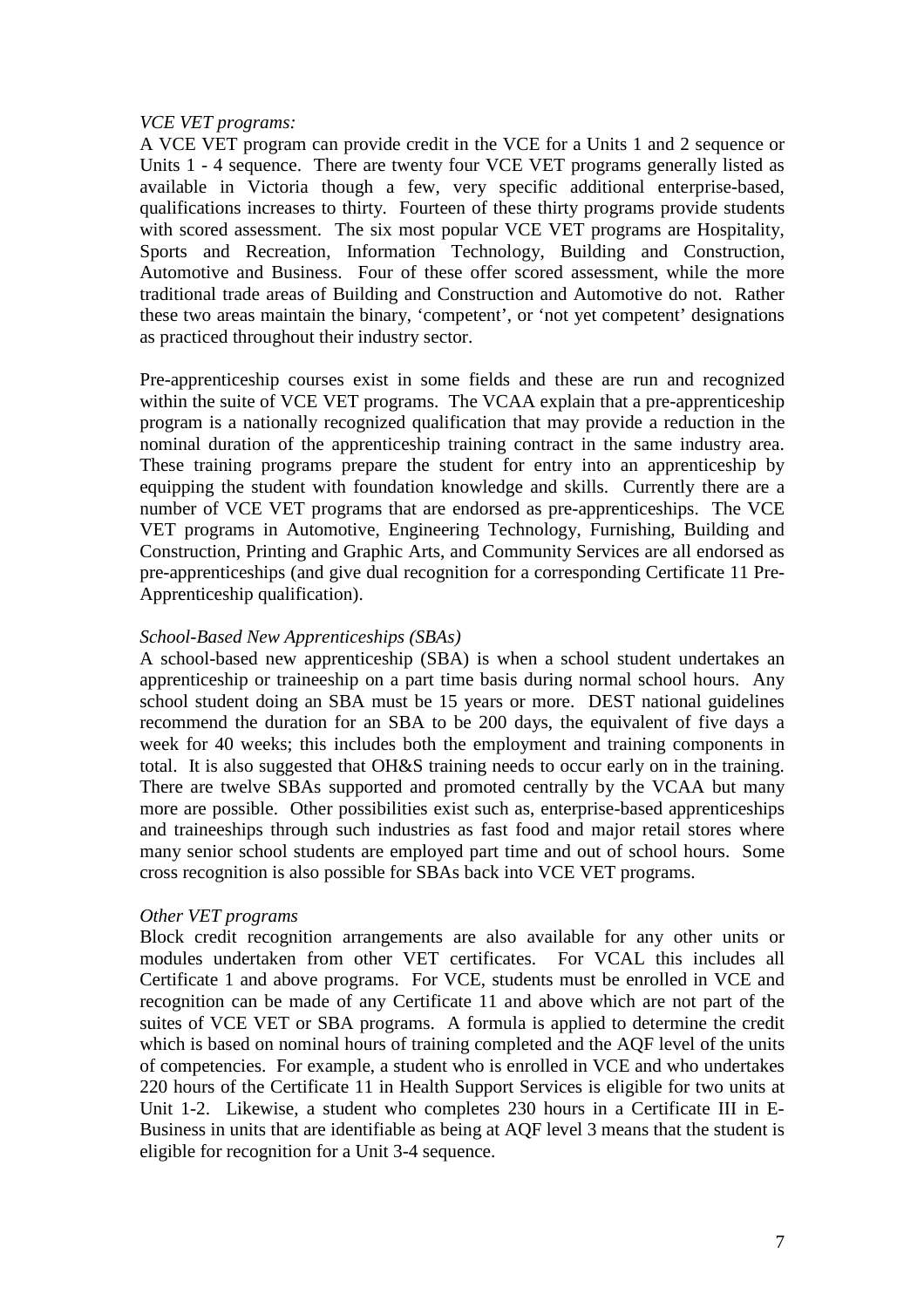*VCE VET programs:*

A VCE VET program can provide credit in the VCE for a Units 1 and 2 sequence or Units 1 - 4 sequence. There are twenty four VCE VET programs generally listed as available in Victoria though a few, very specific additional enterprise-based, qualifications increases to thirty. Fourteen of these thirty programs provide students with scored assessment. The six most popular VCE VET programs are Hospitality, Sports and Recreation, Information Technology, Building and Construction, Automotive and Business. Four of these offer scored assessment, while the more traditional trade areas of Building and Construction and Automotive do not. Rather these two areas maintain the binary, 'competent', or 'not yet competent' designations as practiced throughout their industry sector.

Pre-apprenticeship courses exist in some fields and these are run and recognized within the suite of VCE VET programs. The VCAA explain that a pre-apprenticeship program is a nationally recognized qualification that may provide a reduction in the nominal duration of the apprenticeship training contract in the same industry area. These training programs prepare the student for entry into an apprenticeship by equipping the student with foundation knowledge and skills. Currently there are a number of VCE VET programs that are endorsed as pre-apprenticeships. The VCE VET programs in Automotive, Engineering Technology, Furnishing, Building and Construction, Printing and Graphic Arts, and Community Services are all endorsed as pre-apprenticeships (and give dual recognition for a corresponding Certificate 11 Pre-Apprenticeship qualification).

*School-Based New Apprenticeships (SBAs)*

A school-based new apprenticeship (SBA) is when a school student undertakes an apprenticeship or traineeship on a part time basis during normal school hours. Any school student doing an SBA must be 15 years or more. DEST national guidelines recommend the duration for an SBA to be 200 days, the equivalent of five days a week for 40 weeks; this includes both the employment and training components in total. It is also suggested that OH&S training needs to occur early on in the training. There are twelve SBAs supported and promoted centrally by the VCAA but many more are possible. Other possibilities exist such as, enterprise-based apprenticeships and traineeships through such industries as fast food and major retail stores where many senior school students are employed part time and out of school hours. Some cross recognition is also possible for SBAs back into VCE VET programs.

*Other VET programs*

Block credit recognition arrangements are also available for any other units or modules undertaken from other VET certificates. For VCAL this includes all Certificate 1 and above programs. For VCE, students must be enrolled in VCE and recognition can be made of any Certificate 11 and above which are not part of the suites of VCE VET or SBA programs. A formula is applied to determine the credit which is based on nominal hours of training completed and the AQF level of the units of competencies. For example, a student who is enrolled in VCE and who undertakes 220 hours of the Certificate 11 in Health Support Services is eligible for two units at Unit 1-2. Likewise, a student who completes 230 hours in a Certificate III in E-Business in units that are identifiable as being at AQF level 3 means that the student is eligible for recognition for a Unit 3-4 sequence.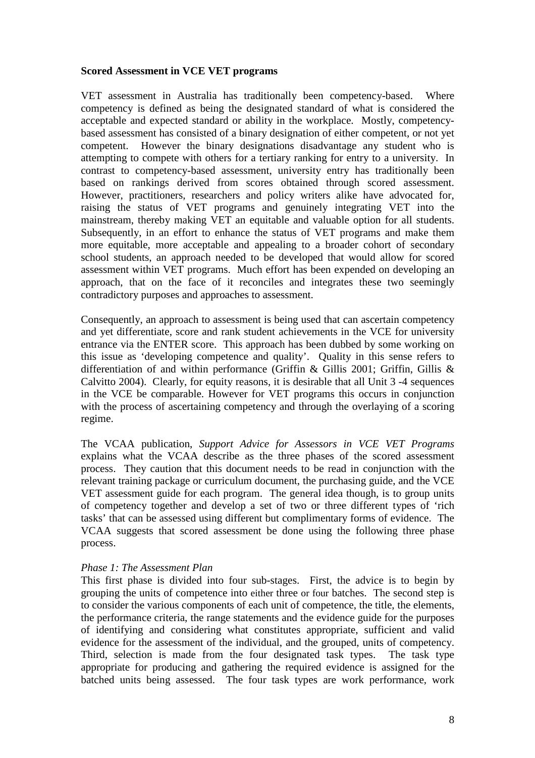**Scored Assessment in VCE VET programs**

VET assessment in Australia has traditionally been competency-based. Where competency is defined as being the designated standard of what is considered the acceptable and expected standard or ability in the workplace. Mostly, competency-based assessment has consisted of a binary designation of either competent, or not yet competent. However the binary designations disadvantage any student who is attempting to compete with others for a tertiary ranking for entry to a university. In contrast to competency-based assessment, university entry has traditionally been based on rankings derived from scores obtained through scored assessment. However, practitioners, researchers and policy writers alike have advocated for, raising the status of VET programs and genuinely integrating VET into the mainstream, thereby making VET an equitable and valuable option for all students. Subsequently, in an effort to enhance the status of VET programs and make them more equitable, more acceptable and appealing to a broader cohort of secondary school students, an approach needed to be developed that would allow for scored assessment within VET programs. Much effort has been expended on developing an approach, that on the face of it reconciles and integrates these two seemingly contradictory purposes and approaches to assessment.

Consequently, an approach to assessment is being used that can ascertain competency and yet differentiate, score and rank student achievements in the VCE for university entrance via the ENTER score. This approach has been dubbed by some working on this issue as 'developing competence and quality'. Quality in this sense refers to differentiation of and within performance (Griffin & Gillis 2001; Griffin, Gillis & Calvitto 2004). Clearly, for equity reasons, it is desirable that all Unit 3 -4 sequences in the VCE be comparable. However for VET programs this occurs in conjunction with the process of ascertaining competency and through the overlaying of a scoring regime.

The VCAA publication, *Support Advice for Assessors in VCE VET Programs* explains what the VCAA describe as the three phases of the scored assessment process. They caution that this document needs to be read in conjunction with the relevant training package or curriculum document, the purchasing guide, and the VCE VET assessment guide for each program. The general idea though, is to group units of competency together and develop a set of two or three different types of 'rich tasks' that can be assessed using different but complimentary forms of evidence. The VCAA suggests that scored assessment be done using the following three phase process.

*Phase 1: The Assessment Plan*

This first phase is divided into four sub-stages. First, the advice is to begin by grouping the units of competence into either three or four batches. The second step is to consider the various components of each unit of competence, the title, the elements, the performance criteria, the range statements and the evidence guide for the purposes of identifying and considering what constitutes appropriate, sufficient and valid evidence for the assessment of the individual, and the grouped, units of competency. Third, selection is made from the four designated task types. The task type appropriate for producing and gathering the required evidence is assigned for the batched units being assessed. The four task types are work performance, work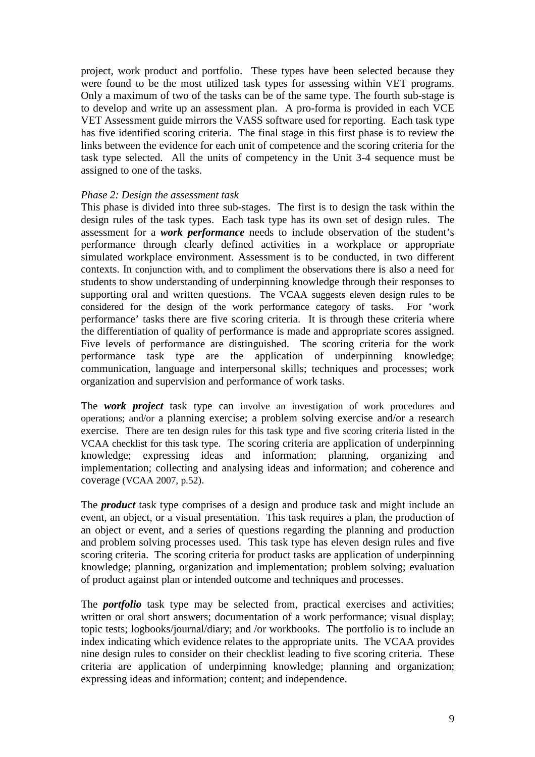project, work product and portfolio. These types have been selected because they were found to be the most utilized task types for assessing within VET programs. Only a maximum of two of the tasks can be of the same type. The fourth sub-stage is to develop and write up an assessment plan. A pro-forma is provided in each VCE VET Assessment guide mirrors the VASS software used for reporting. Each task type has five identified scoring criteria. The final stage in this first phase is to review the links between the evidence for each unit of competence and the scoring criteria for the task type selected. All the units of competency in the Unit 3-4 sequence must be assigned to one of the tasks.

*Phase 2: Design the assessment task*

This phase is divided into three sub-stages. The first is to design the task within the design rules of the task types. Each task type has its own set of design rules. The assessment for a ***work performance*** needs to include observation of the student's performance through clearly defined activities in a workplace or appropriate simulated workplace environment. Assessment is to be conducted, in two different contexts. In conjunction with, and to compliment the observations there is also a need for students to show understanding of underpinning knowledge through their responses to supporting oral and written questions. The VCAA suggests eleven design rules to be considered for the design of the work performance category of tasks. For 'work performance' tasks there are five scoring criteria. It is through these criteria where the differentiation of quality of performance is made and appropriate scores assigned. Five levels of performance are distinguished. The scoring criteria for the work performance task type are the application of underpinning knowledge; communication, language and interpersonal skills; techniques and processes; work organization and supervision and performance of work tasks.

The ***work project*** task type can involve an investigation of work procedures and operations; and/or a planning exercise; a problem solving exercise and/or a research exercise. There are ten design rules for this task type and five scoring criteria listed in the VCAA checklist for this task type. The scoring criteria are application of underpinning knowledge; expressing ideas and information; planning, organizing and implementation; collecting and analysing ideas and information; and coherence and coverage (VCAA 2007, p.52).

The ***product*** task type comprises of a design and produce task and might include an event, an object, or a visual presentation. This task requires a plan, the production of an object or event, and a series of questions regarding the planning and production and problem solving processes used. This task type has eleven design rules and five scoring criteria. The scoring criteria for product tasks are application of underpinning knowledge; planning, organization and implementation; problem solving; evaluation of product against plan or intended outcome and techniques and processes.

The ***portfolio*** task type may be selected from, practical exercises and activities; written or oral short answers; documentation of a work performance; visual display; topic tests; logbooks/journal/diary; and /or workbooks. The portfolio is to include an index indicating which evidence relates to the appropriate units. The VCAA provides nine design rules to consider on their checklist leading to five scoring criteria. These criteria are application of underpinning knowledge; planning and organization; expressing ideas and information; content; and independence.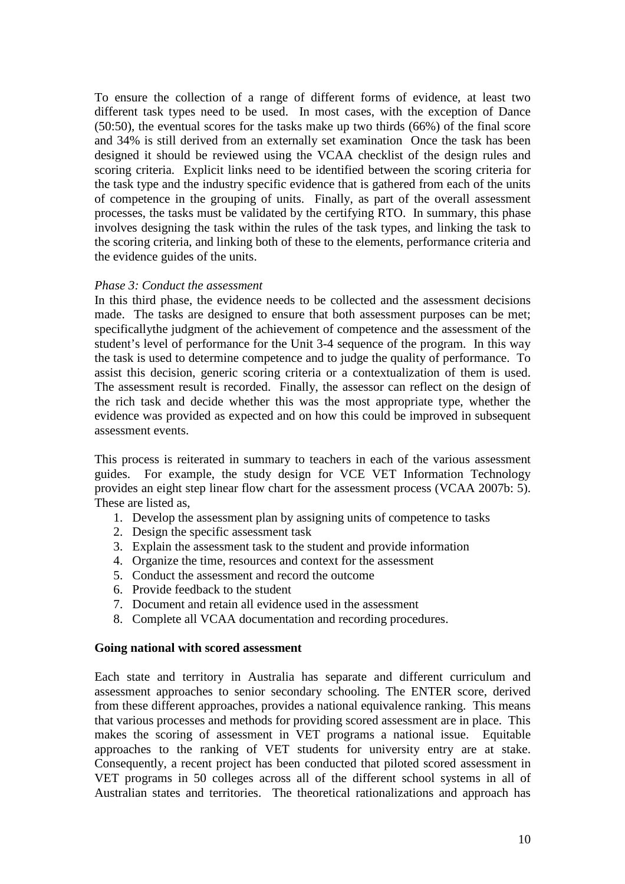To ensure the collection of a range of different forms of evidence, at least two different task types need to be used. In most cases, with the exception of Dance (50:50), the eventual scores for the tasks make up two thirds (66%) of the final score and 34% is still derived from an externally set examination Once the task has been designed it should be reviewed using the VCAA checklist of the design rules and scoring criteria. Explicit links need to be identified between the scoring criteria for the task type and the industry specific evidence that is gathered from each of the units of competence in the grouping of units. Finally, as part of the overall assessment processes, the tasks must be validated by the certifying RTO. In summary, this phase involves designing the task within the rules of the task types, and linking the task to the scoring criteria, and linking both of these to the elements, performance criteria and the evidence guides of the units.

*Phase 3: Conduct the assessment*

In this third phase, the evidence needs to be collected and the assessment decisions made. The tasks are designed to ensure that both assessment purposes can be met; specificallythe judgment of the achievement of competence and the assessment of the student's level of performance for the Unit 3-4 sequence of the program. In this way the task is used to determine competence and to judge the quality of performance. To assist this decision, generic scoring criteria or a contextualization of them is used. The assessment result is recorded. Finally, the assessor can reflect on the design of the rich task and decide whether this was the most appropriate type, whether the evidence was provided as expected and on how this could be improved in subsequent assessment events.

This process is reiterated in summary to teachers in each of the various assessment guides. For example, the study design for VCE VET Information Technology provides an eight step linear flow chart for the assessment process (VCAA 2007b: 5). These are listed as,

1. Develop the assessment plan by assigning units of competence to tasks
2. Design the specific assessment task
3. Explain the assessment task to the student and provide information
4. Organize the time, resources and context for the assessment
5. Conduct the assessment and record the outcome
6. Provide feedback to the student
7. Document and retain all evidence used in the assessment
8. Complete all VCAA documentation and recording procedures.

**Going national with scored assessment**

Each state and territory in Australia has separate and different curriculum and assessment approaches to senior secondary schooling. The ENTER score, derived from these different approaches, provides a national equivalence ranking. This means that various processes and methods for providing scored assessment are in place. This makes the scoring of assessment in VET programs a national issue. Equitable approaches to the ranking of VET students for university entry are at stake. Consequently, a recent project has been conducted that piloted scored assessment in VET programs in 50 colleges across all of the different school systems in all of Australian states and territories. The theoretical rationalizations and approach has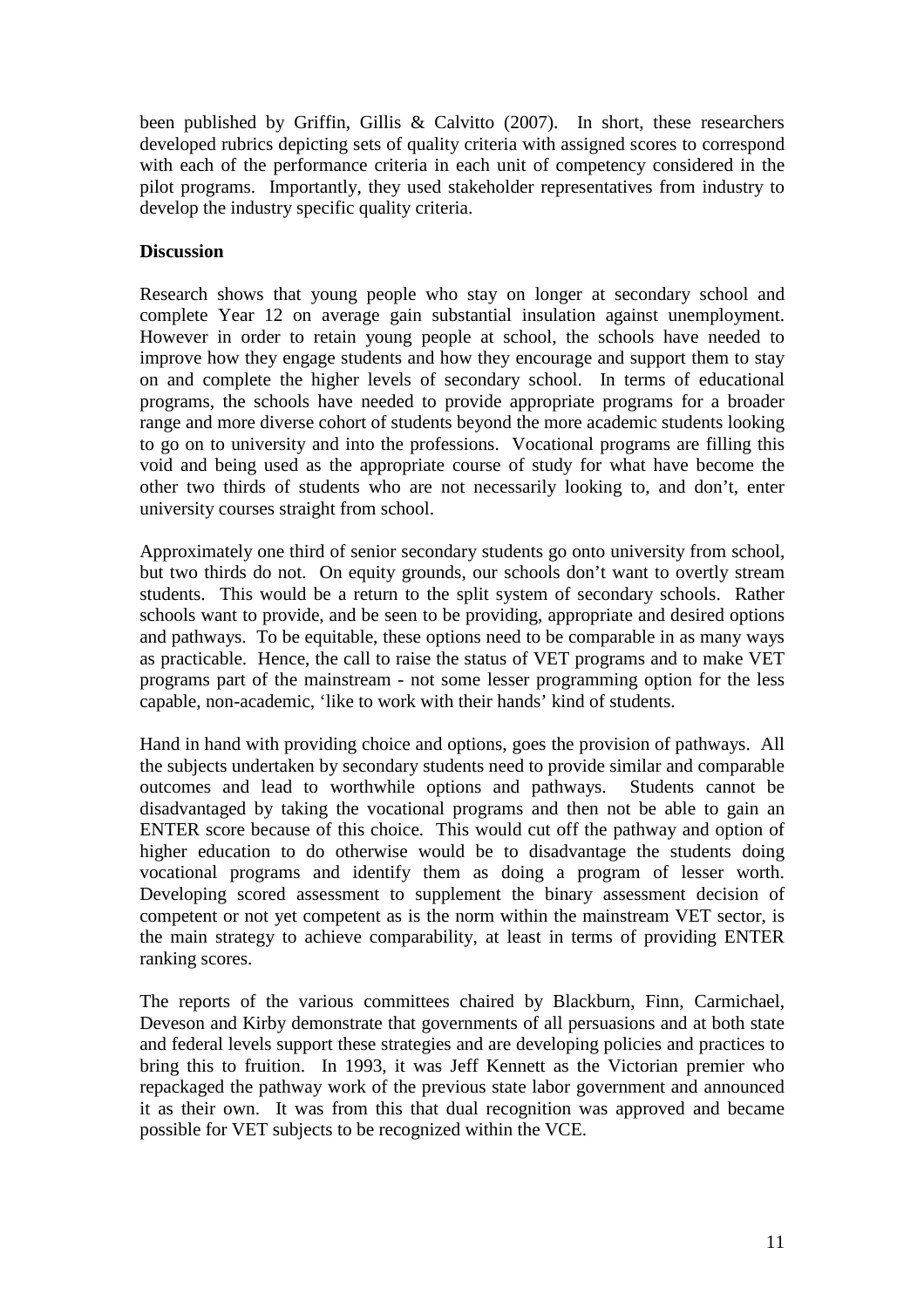been published by Griffin, Gillis & Calvitto (2007). In short, these researchers developed rubrics depicting sets of quality criteria with assigned scores to correspond with each of the performance criteria in each unit of competency considered in the pilot programs. Importantly, they used stakeholder representatives from industry to develop the industry specific quality criteria.

**Discussion**

Research shows that young people who stay on longer at secondary school and complete Year 12 on average gain substantial insulation against unemployment. However in order to retain young people at school, the schools have needed to improve how they engage students and how they encourage and support them to stay on and complete the higher levels of secondary school. In terms of educational programs, the schools have needed to provide appropriate programs for a broader range and more diverse cohort of students beyond the more academic students looking to go on to university and into the professions. Vocational programs are filling this void and being used as the appropriate course of study for what have become the other two thirds of students who are not necessarily looking to, and don't, enter university courses straight from school.

Approximately one third of senior secondary students go onto university from school, but two thirds do not. On equity grounds, our schools don't want to overtly stream students. This would be a return to the split system of secondary schools. Rather schools want to provide, and be seen to be providing, appropriate and desired options and pathways. To be equitable, these options need to be comparable in as many ways as practicable. Hence, the call to raise the status of VET programs and to make VET programs part of the mainstream - not some lesser programming option for the less capable, non-academic, 'like to work with their hands' kind of students.

Hand in hand with providing choice and options, goes the provision of pathways. All the subjects undertaken by secondary students need to provide similar and comparable outcomes and lead to worthwhile options and pathways. Students cannot be disadvantaged by taking the vocational programs and then not be able to gain an ENTER score because of this choice. This would cut off the pathway and option of higher education to do otherwise would be to disadvantage the students doing vocational programs and identify them as doing a program of lesser worth. Developing scored assessment to supplement the binary assessment decision of competent or not yet competent as is the norm within the mainstream VET sector, is the main strategy to achieve comparability, at least in terms of providing ENTER ranking scores.

The reports of the various committees chaired by Blackburn, Finn, Carmichael, Deveson and Kirby demonstrate that governments of all persuasions and at both state and federal levels support these strategies and are developing policies and practices to bring this to fruition. In 1993, it was Jeff Kennett as the Victorian premier who repackaged the pathway work of the previous state labor government and announced it as their own. It was from this that dual recognition was approved and became possible for VET subjects to be recognized within the VCE.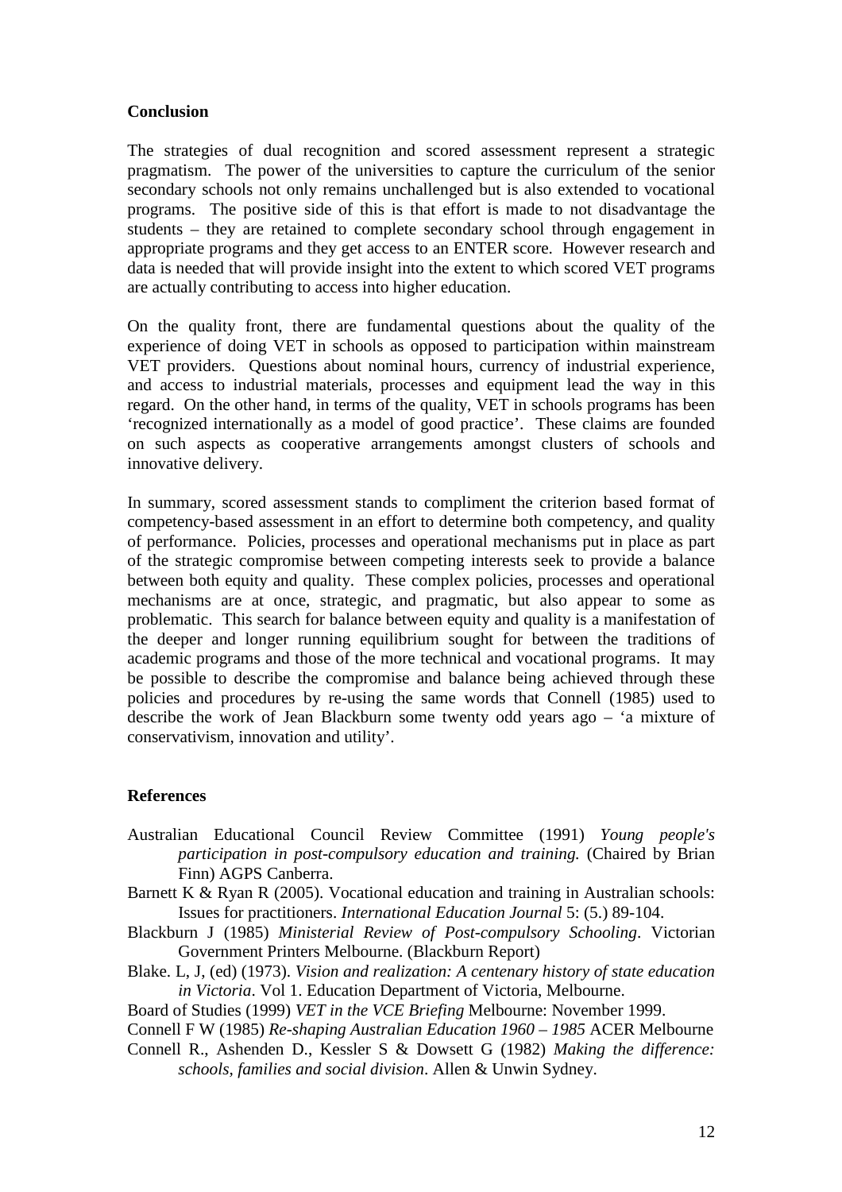## Conclusion

The strategies of dual recognition and scored assessment represent a strategic pragmatism. The power of the universities to capture the curriculum of the senior secondary schools not only remains unchallenged but is also extended to vocational programs. The positive side of this is that effort is made to not disadvantage the students – they are retained to complete secondary school through engagement in appropriate programs and they get access to an ENTER score. However research and data is needed that will provide insight into the extent to which scored VET programs are actually contributing to access into higher education.

On the quality front, there are fundamental questions about the quality of the experience of doing VET in schools as opposed to participation within mainstream VET providers. Questions about nominal hours, currency of industrial experience, and access to industrial materials, processes and equipment lead the way in this regard. On the other hand, in terms of the quality, VET in schools programs has been 'recognized internationally as a model of good practice'. These claims are founded on such aspects as cooperative arrangements amongst clusters of schools and innovative delivery.

In summary, scored assessment stands to compliment the criterion based format of competency-based assessment in an effort to determine both competency, and quality of performance. Policies, processes and operational mechanisms put in place as part of the strategic compromise between competing interests seek to provide a balance between both equity and quality. These complex policies, processes and operational mechanisms are at once, strategic, and pragmatic, but also appear to some as problematic. This search for balance between equity and quality is a manifestation of the deeper and longer running equilibrium sought for between the traditions of academic programs and those of the more technical and vocational programs. It may be possible to describe the compromise and balance being achieved through these policies and procedures by re-using the same words that Connell (1985) used to describe the work of Jean Blackburn some twenty odd years ago – 'a mixture of conservativism, innovation and utility'.

## References

Australian Educational Council Review Committee (1991) *Young people's participation in post-compulsory education and training.* (Chaired by Brian Finn) AGPS Canberra.

Barnett K & Ryan R (2005). Vocational education and training in Australian schools: Issues for practitioners. *International Education Journal* 5: (5.) 89-104.

Blackburn J (1985) *Ministerial Review of Post-compulsory Schooling*. Victorian Government Printers Melbourne. (Blackburn Report)

Blake. L, J, (ed) (1973). *Vision and realization: A centenary history of state education in Victoria*. Vol 1. Education Department of Victoria, Melbourne.

Board of Studies (1999) *VET in the VCE Briefing* Melbourne: November 1999.

Connell F W (1985) *Re-shaping Australian Education 1960 – 1985* ACER Melbourne

Connell R., Ashenden D., Kessler S & Dowsett G (1982) *Making the difference: schools, families and social division*. Allen & Unwin Sydney.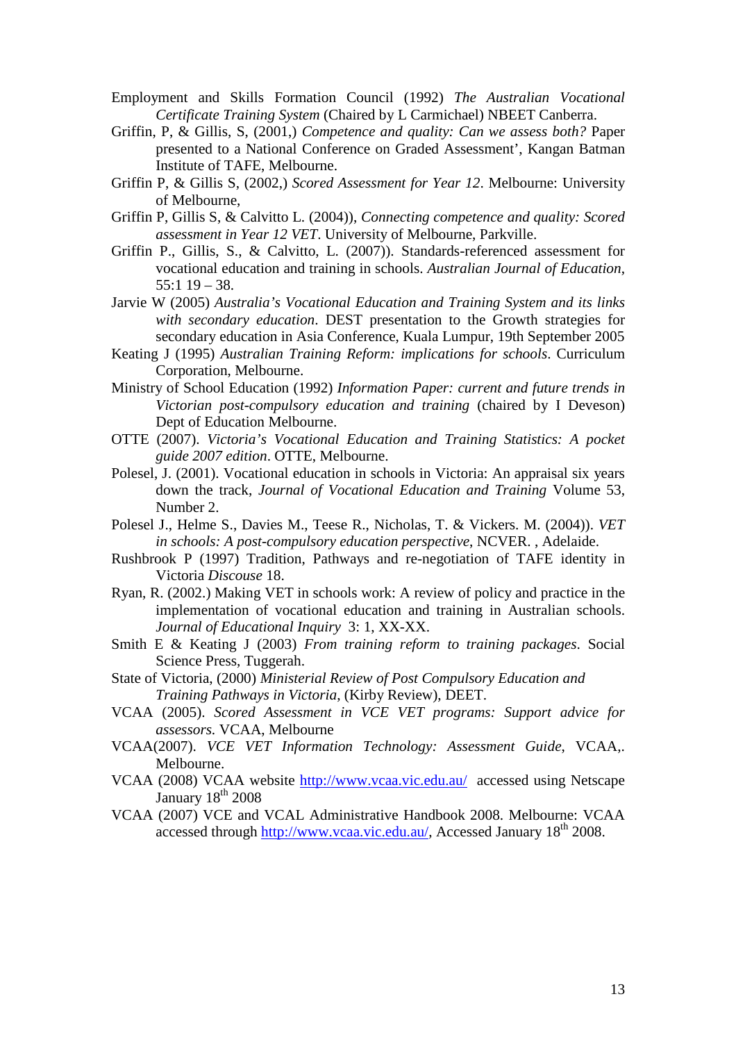Employment and Skills Formation Council (1992) *The Australian Vocational Certificate Training System* (Chaired by L Carmichael) NBEET Canberra.

Griffin, P, & Gillis, S, (2001,) *Competence and quality: Can we assess both?* Paper presented to a National Conference on Graded Assessment', Kangan Batman Institute of TAFE, Melbourne.

Griffin P, & Gillis S, (2002,) *Scored Assessment for Year 12*. Melbourne: University of Melbourne,

Griffin P, Gillis S, & Calvitto L. (2004)), *Connecting competence and quality: Scored assessment in Year 12 VET*. University of Melbourne, Parkville.

Griffin P., Gillis, S., & Calvitto, L. (2007)). Standards-referenced assessment for vocational education and training in schools. *Australian Journal of Education*, 55:1 19 – 38.

Jarvie W (2005) *Australia's Vocational Education and Training System and its links with secondary education*. DEST presentation to the Growth strategies for secondary education in Asia Conference, Kuala Lumpur, 19th September 2005

Keating J (1995) *Australian Training Reform: implications for schools*. Curriculum Corporation, Melbourne.

Ministry of School Education (1992) *Information Paper: current and future trends in Victorian post-compulsory education and training* (chaired by I Deveson) Dept of Education Melbourne.

OTTE (2007). *Victoria's Vocational Education and Training Statistics: A pocket guide 2007 edition*. OTTE, Melbourne.

Polesel, J. (2001). Vocational education in schools in Victoria: An appraisal six years down the track, *Journal of Vocational Education and Training* Volume 53, Number 2.

Polesel J., Helme S., Davies M., Teese R., Nicholas, T. & Vickers. M. (2004)). *VET in schools: A post-compulsory education perspective*, NCVER. , Adelaide.

Rushbrook P (1997) Tradition, Pathways and re-negotiation of TAFE identity in Victoria *Discouse* 18.

Ryan, R. (2002.) Making VET in schools work: A review of policy and practice in the implementation of vocational education and training in Australian schools. *Journal of Educational Inquiry* 3: 1, XX-XX.

Smith E & Keating J (2003) *From training reform to training packages*. Social Science Press, Tuggerah.

State of Victoria, (2000) *Ministerial Review of Post Compulsory Education and Training Pathways in Victoria*, (Kirby Review), DEET.

VCAA (2005). *Scored Assessment in VCE VET programs: Support advice for assessors.* VCAA, Melbourne

VCAA(2007). *VCE VET Information Technology: Assessment Guide*, VCAA,. Melbourne.

VCAA (2008) VCAA website http://www.vcaa.vic.edu.au/ accessed using Netscape January 18th 2008

VCAA (2007) VCE and VCAL Administrative Handbook 2008. Melbourne: VCAA accessed through http://www.vcaa.vic.edu.au/, Accessed January 18th 2008.